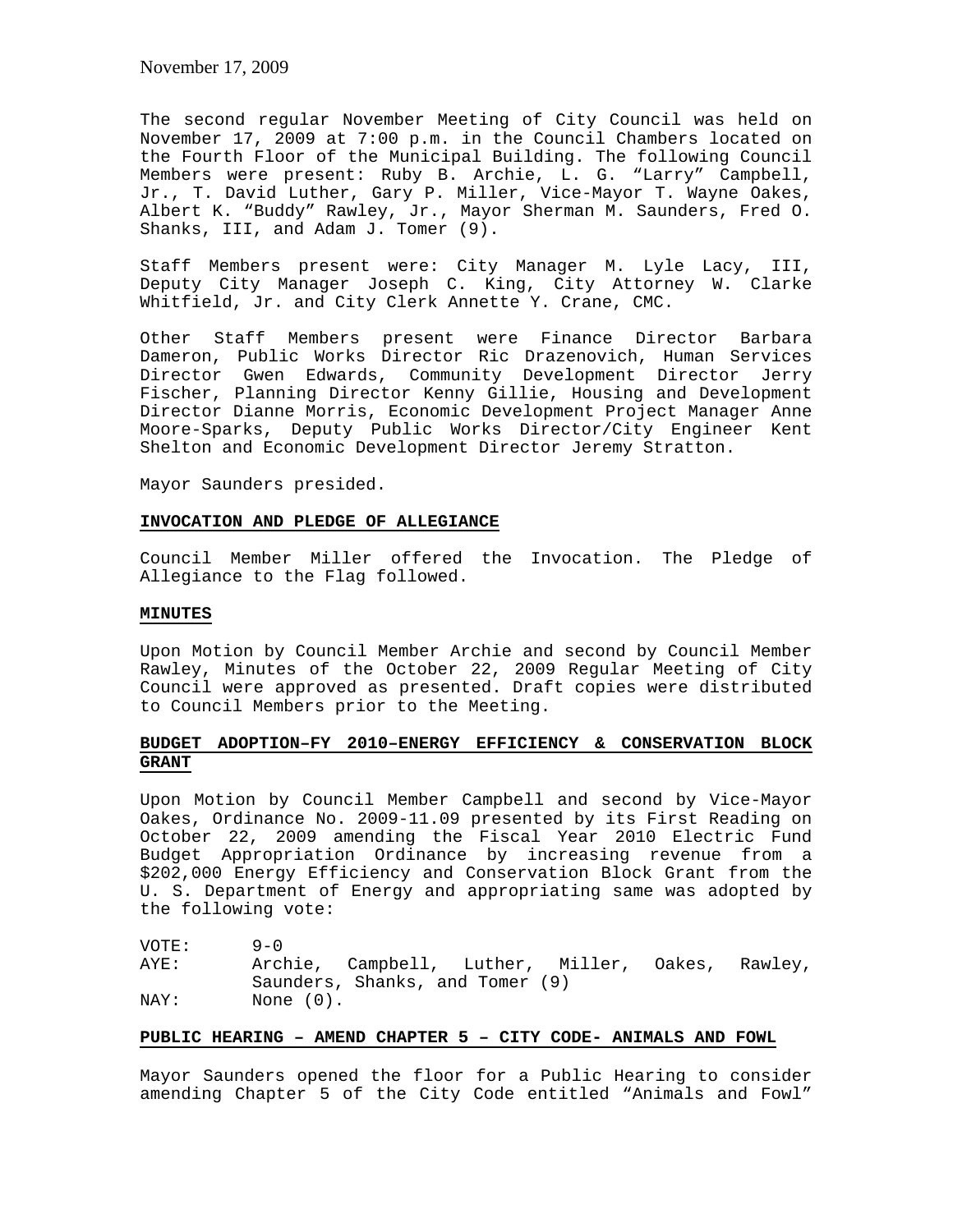November 17, 2009

The second regular November Meeting of City Council was held on November 17, 2009 at 7:00 p.m. in the Council Chambers located on the Fourth Floor of the Municipal Building. The following Council Members were present: Ruby B. Archie, L. G. "Larry" Campbell, Jr., T. David Luther, Gary P. Miller, Vice-Mayor T. Wayne Oakes, Albert K. "Buddy" Rawley, Jr., Mayor Sherman M. Saunders, Fred O. Shanks, III, and Adam J. Tomer (9).

Staff Members present were: City Manager M. Lyle Lacy, III, Deputy City Manager Joseph C. King, City Attorney W. Clarke Whitfield, Jr. and City Clerk Annette Y. Crane, CMC.

Other Staff Members present were Finance Director Barbara Dameron, Public Works Director Ric Drazenovich, Human Services Director Gwen Edwards, Community Development Director Jerry Fischer, Planning Director Kenny Gillie, Housing and Development Director Dianne Morris, Economic Development Project Manager Anne Moore-Sparks, Deputy Public Works Director/City Engineer Kent Shelton and Economic Development Director Jeremy Stratton.

Mayor Saunders presided.

**INVOCATION AND PLEDGE OF ALLEGIANCE**

Council Member Miller offered the Invocation. The Pledge of Allegiance to the Flag followed.

**MINUTES**

Upon Motion by Council Member Archie and second by Council Member Rawley, Minutes of the October 22, 2009 Regular Meeting of City Council were approved as presented. Draft copies were distributed to Council Members prior to the Meeting.

**BUDGET ADOPTION–FY 2010–ENERGY EFFICIENCY & CONSERVATION BLOCK GRANT**

Upon Motion by Council Member Campbell and second by Vice-Mayor Oakes, Ordinance No. 2009-11.09 presented by its First Reading on October 22, 2009 amending the Fiscal Year 2010 Electric Fund Budget Appropriation Ordinance by increasing revenue from a $202,000 Energy Efficiency and Conservation Block Grant from the U. S. Department of Energy and appropriating same was adopted by the following vote:

VOTE: 9-0
AYE: Archie, Campbell, Luther, Miller, Oakes, Rawley, Saunders, Shanks, and Tomer (9)
NAY: None (0).

**PUBLIC HEARING – AMEND CHAPTER 5 – CITY CODE- ANIMALS AND FOWL**

Mayor Saunders opened the floor for a Public Hearing to consider amending Chapter 5 of the City Code entitled "Animals and Fowl"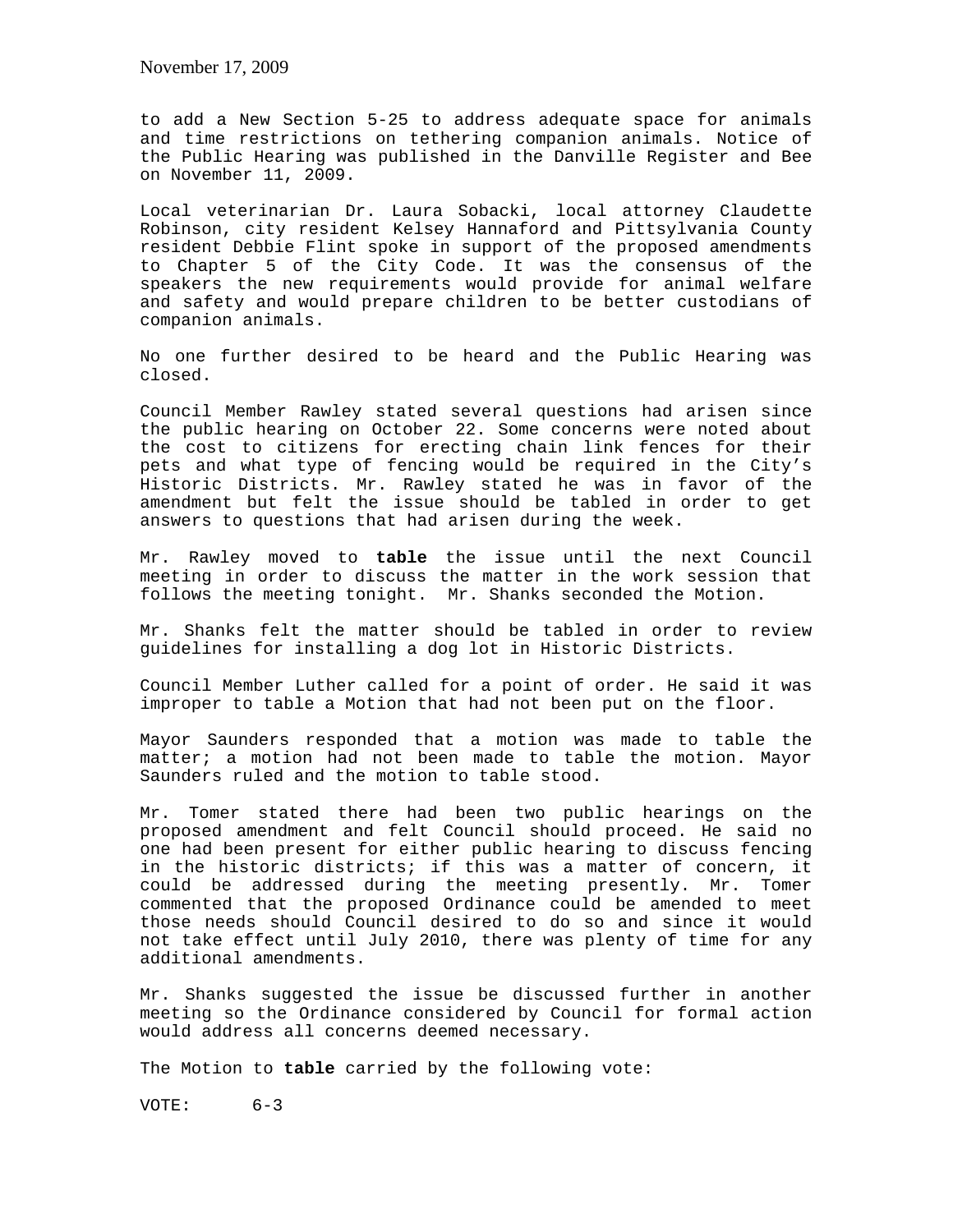to add a New Section 5-25 to address adequate space for animals and time restrictions on tethering companion animals. Notice of the Public Hearing was published in the Danville Register and Bee on November 11, 2009.

Local veterinarian Dr. Laura Sobacki, local attorney Claudette Robinson, city resident Kelsey Hannaford and Pittsylvania County resident Debbie Flint spoke in support of the proposed amendments to Chapter 5 of the City Code. It was the consensus of the speakers the new requirements would provide for animal welfare and safety and would prepare children to be better custodians of companion animals.

No one further desired to be heard and the Public Hearing was closed.

Council Member Rawley stated several questions had arisen since the public hearing on October 22. Some concerns were noted about the cost to citizens for erecting chain link fences for their pets and what type of fencing would be required in the City's Historic Districts. Mr. Rawley stated he was in favor of the amendment but felt the issue should be tabled in order to get answers to questions that had arisen during the week.

Mr. Rawley moved to **table** the issue until the next Council meeting in order to discuss the matter in the work session that follows the meeting tonight. Mr. Shanks seconded the Motion.

Mr. Shanks felt the matter should be tabled in order to review guidelines for installing a dog lot in Historic Districts.

Council Member Luther called for a point of order. He said it was improper to table a Motion that had not been put on the floor.

Mayor Saunders responded that a motion was made to table the matter; a motion had not been made to table the motion. Mayor Saunders ruled and the motion to table stood.

Mr. Tomer stated there had been two public hearings on the proposed amendment and felt Council should proceed. He said no one had been present for either public hearing to discuss fencing in the historic districts; if this was a matter of concern, it could be addressed during the meeting presently. Mr. Tomer commented that the proposed Ordinance could be amended to meet those needs should Council desired to do so and since it would not take effect until July 2010, there was plenty of time for any additional amendments.

Mr. Shanks suggested the issue be discussed further in another meeting so the Ordinance considered by Council for formal action would address all concerns deemed necessary.

The Motion to **table** carried by the following vote:

VOTE: 6-3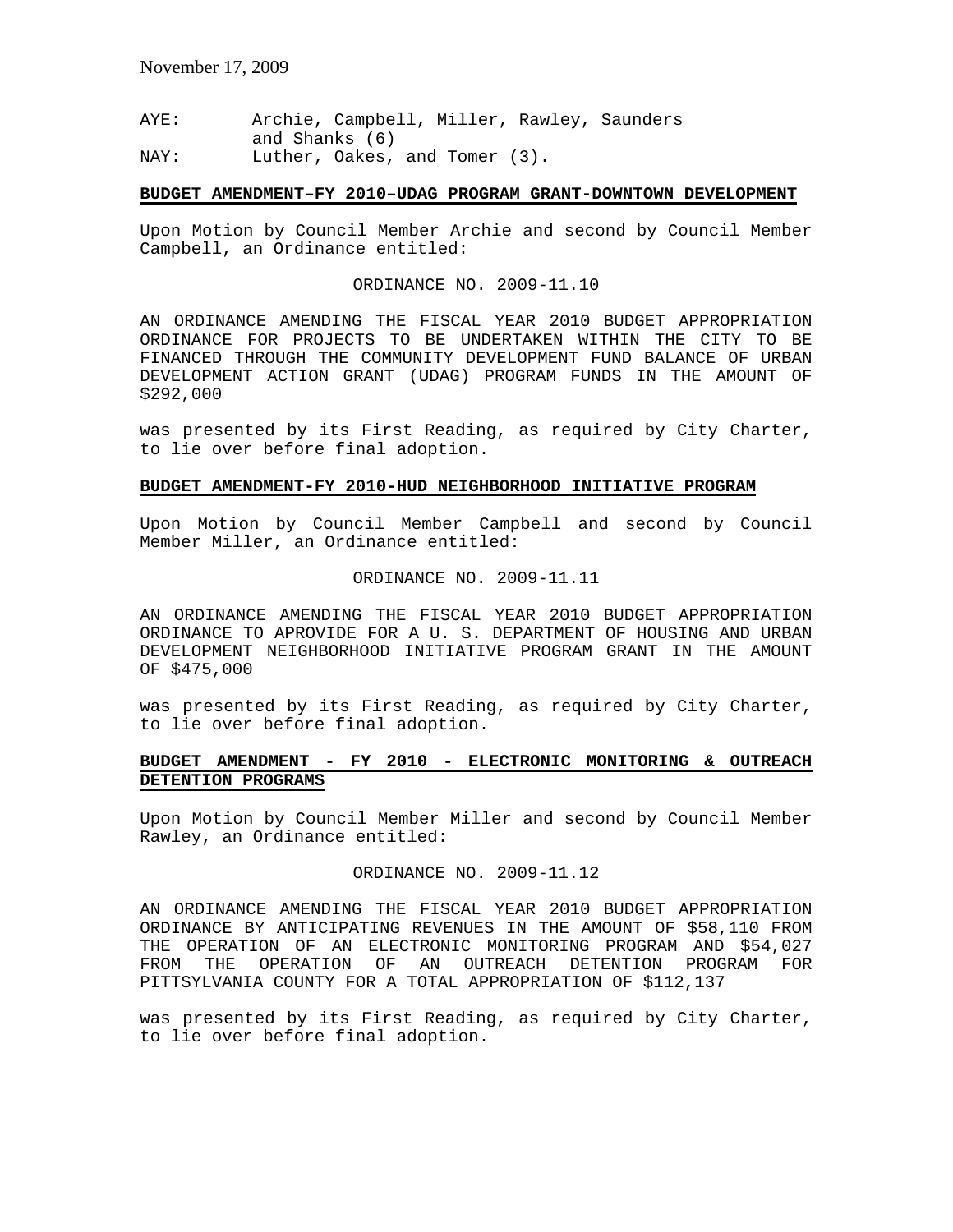November 17, 2009

AYE: Archie, Campbell, Miller, Rawley, Saunders and Shanks (6)
NAY: Luther, Oakes, and Tomer (3).

**BUDGET AMENDMENT–FY 2010–UDAG PROGRAM GRANT-DOWNTOWN DEVELOPMENT**

Upon Motion by Council Member Archie and second by Council Member Campbell, an Ordinance entitled:

ORDINANCE NO. 2009-11.10

AN ORDINANCE AMENDING THE FISCAL YEAR 2010 BUDGET APPROPRIATION ORDINANCE FOR PROJECTS TO BE UNDERTAKEN WITHIN THE CITY TO BE FINANCED THROUGH THE COMMUNITY DEVELOPMENT FUND BALANCE OF URBAN DEVELOPMENT ACTION GRANT (UDAG) PROGRAM FUNDS IN THE AMOUNT OF $292,000

was presented by its First Reading, as required by City Charter, to lie over before final adoption.

**BUDGET AMENDMENT-FY 2010-HUD NEIGHBORHOOD INITIATIVE PROGRAM**

Upon Motion by Council Member Campbell and second by Council Member Miller, an Ordinance entitled:

ORDINANCE NO. 2009-11.11

AN ORDINANCE AMENDING THE FISCAL YEAR 2010 BUDGET APPROPRIATION ORDINANCE TO APROVIDE FOR A U. S. DEPARTMENT OF HOUSING AND URBAN DEVELOPMENT NEIGHBORHOOD INITIATIVE PROGRAM GRANT IN THE AMOUNT OF $475,000

was presented by its First Reading, as required by City Charter, to lie over before final adoption.

**BUDGET AMENDMENT - FY 2010 - ELECTRONIC MONITORING & OUTREACH DETENTION PROGRAMS**

Upon Motion by Council Member Miller and second by Council Member Rawley, an Ordinance entitled:

ORDINANCE NO. 2009-11.12

AN ORDINANCE AMENDING THE FISCAL YEAR 2010 BUDGET APPROPRIATION ORDINANCE BY ANTICIPATING REVENUES IN THE AMOUNT OF $58,110 FROM THE OPERATION OF AN ELECTRONIC MONITORING PROGRAM AND $54,027 FROM THE OPERATION OF AN OUTREACH DETENTION PROGRAM FOR PITTSYLVANIA COUNTY FOR A TOTAL APPROPRIATION OF $112,137

was presented by its First Reading, as required by City Charter, to lie over before final adoption.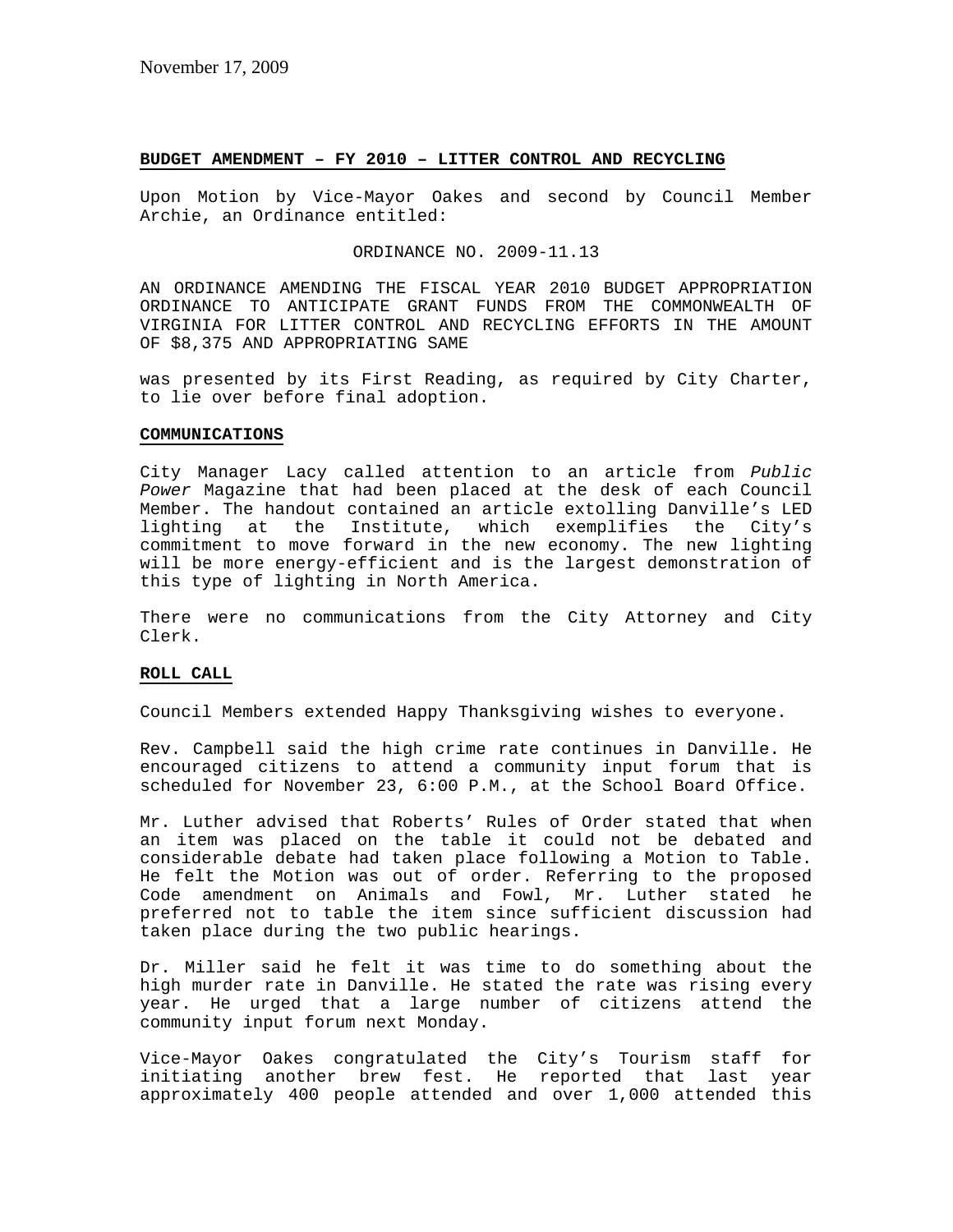November 17, 2009

**BUDGET AMENDMENT – FY 2010 – LITTER CONTROL AND RECYCLING**

Upon Motion by Vice-Mayor Oakes and second by Council Member Archie, an Ordinance entitled:

ORDINANCE NO. 2009-11.13

AN ORDINANCE AMENDING THE FISCAL YEAR 2010 BUDGET APPROPRIATION ORDINANCE TO ANTICIPATE GRANT FUNDS FROM THE COMMONWEALTH OF VIRGINIA FOR LITTER CONTROL AND RECYCLING EFFORTS IN THE AMOUNT OF $8,375 AND APPROPRIATING SAME

was presented by its First Reading, as required by City Charter, to lie over before final adoption.

**COMMUNICATIONS**

City Manager Lacy called attention to an article from *Public Power* Magazine that had been placed at the desk of each Council Member. The handout contained an article extolling Danville's LED lighting at the Institute, which exemplifies the City's commitment to move forward in the new economy. The new lighting will be more energy-efficient and is the largest demonstration of this type of lighting in North America.

There were no communications from the City Attorney and City Clerk.

**ROLL CALL**

Council Members extended Happy Thanksgiving wishes to everyone.

Rev. Campbell said the high crime rate continues in Danville. He encouraged citizens to attend a community input forum that is scheduled for November 23, 6:00 P.M., at the School Board Office.

Mr. Luther advised that Roberts' Rules of Order stated that when an item was placed on the table it could not be debated and considerable debate had taken place following a Motion to Table. He felt the Motion was out of order. Referring to the proposed Code amendment on Animals and Fowl, Mr. Luther stated he preferred not to table the item since sufficient discussion had taken place during the two public hearings.

Dr. Miller said he felt it was time to do something about the high murder rate in Danville. He stated the rate was rising every year. He urged that a large number of citizens attend the community input forum next Monday.

Vice-Mayor Oakes congratulated the City's Tourism staff for initiating another brew fest. He reported that last year approximately 400 people attended and over 1,000 attended this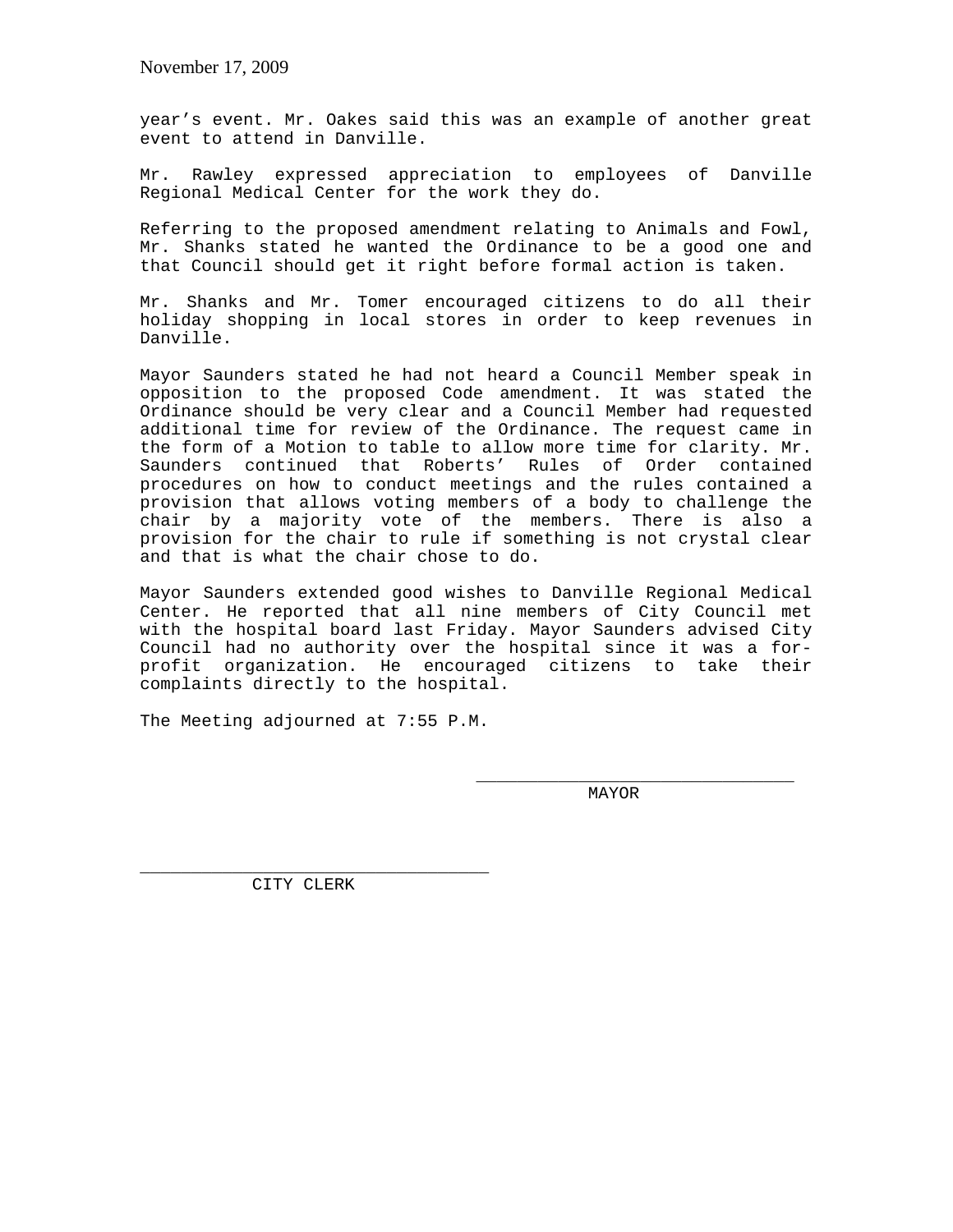year’s event. Mr. Oakes said this was an example of another great event to attend in Danville.

Mr. Rawley expressed appreciation to employees of Danville Regional Medical Center for the work they do.

Referring to the proposed amendment relating to Animals and Fowl, Mr. Shanks stated he wanted the Ordinance to be a good one and that Council should get it right before formal action is taken.

Mr. Shanks and Mr. Tomer encouraged citizens to do all their holiday shopping in local stores in order to keep revenues in Danville.

Mayor Saunders stated he had not heard a Council Member speak in opposition to the proposed Code amendment. It was stated the Ordinance should be very clear and a Council Member had requested additional time for review of the Ordinance. The request came in the form of a Motion to table to allow more time for clarity. Mr. Saunders continued that Roberts’ Rules of Order contained procedures on how to conduct meetings and the rules contained a provision that allows voting members of a body to challenge the chair by a majority vote of the members. There is also a provision for the chair to rule if something is not crystal clear and that is what the chair chose to do.

Mayor Saunders extended good wishes to Danville Regional Medical Center. He reported that all nine members of City Council met with the hospital board last Friday. Mayor Saunders advised City Council had no authority over the hospital since it was a for-profit organization. He encouraged citizens to take their complaints directly to the hospital.

The Meeting adjourned at 7:55 P.M.

\_\_\_\_\_\_\_\_\_\_\_\_\_\_\_\_\_\_\_\_\_\_\_\_\_\_\_\_\_\_\_\_

MAYOR

\_\_\_\_\_\_\_\_\_\_\_\_\_\_\_\_\_\_\_\_\_\_\_\_\_\_\_\_\_\_\_\_\_\_\_

CITY CLERK